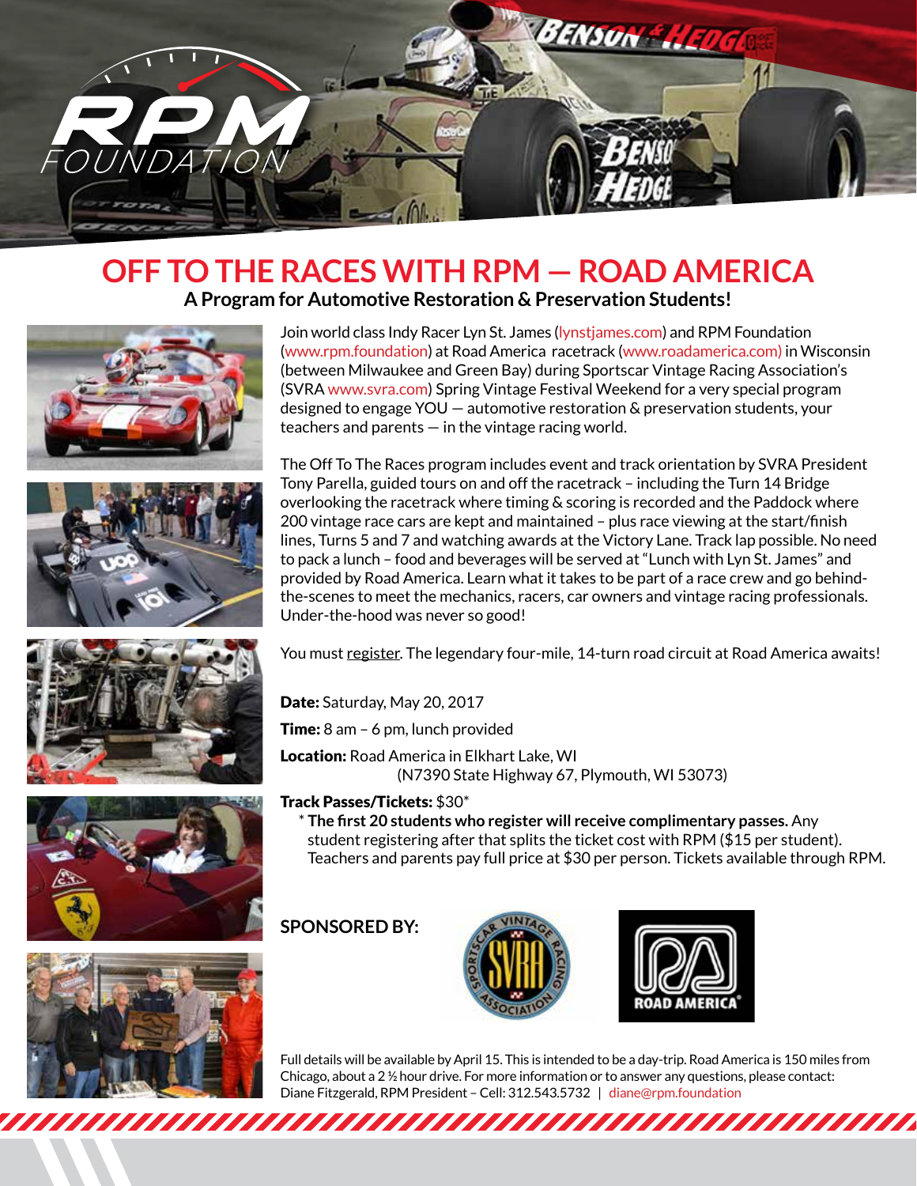# OFF TO THE RACES WITH RPM — ROAD AMERICA

## A Program for Automotive Restoration & Preservation Students!

Join world class Indy Racer Lyn St. James (lynstjames.com) and RPM Foundation (www.rpm.foundation) at Road America racetrack (www.roadamerica.com) in Wisconsin (between Milwaukee and Green Bay) during Sportscar Vintage Racing Association's (SVRA www.svra.com) Spring Vintage Festival Weekend for a very special program designed to engage YOU — automotive restoration & preservation students, your teachers and parents — in the vintage racing world.

The Off To The Races program includes event and track orientation by SVRA President Tony Parella, guided tours on and off the racetrack – including the Turn 14 Bridge overlooking the racetrack where timing & scoring is recorded and the Paddock where 200 vintage race cars are kept and maintained – plus race viewing at the start/finish lines, Turns 5 and 7 and watching awards at the Victory Lane. Track lap possible. No need to pack a lunch – food and beverages will be served at "Lunch with Lyn St. James" and provided by Road America. Learn what it takes to be part of a race crew and go behind-the-scenes to meet the mechanics, racers, car owners and vintage racing professionals. Under-the-hood was never so good!

You must register. The legendary four-mile, 14-turn road circuit at Road America awaits!

**Date:** Saturday, May 20, 2017

**Time:** 8 am – 6 pm, lunch provided

**Location:** Road America in Elkhart Lake, WI
(N7390 State Highway 67, Plymouth, WI 53073)

**Track Passes/Tickets:** $30*

\* **The first 20 students who register will receive complimentary passes.** Any student registering after that splits the ticket cost with RPM ($15 per student). Teachers and parents pay full price at $30 per person. Tickets available through RPM.

**SPONSORED BY:**

Full details will be available by April 15. This is intended to be a day-trip. Road America is 150 miles from Chicago, about a 2 ½ hour drive. For more information or to answer any questions, please contact: Diane Fitzgerald, RPM President – Cell: 312.543.5732 | diane@rpm.foundation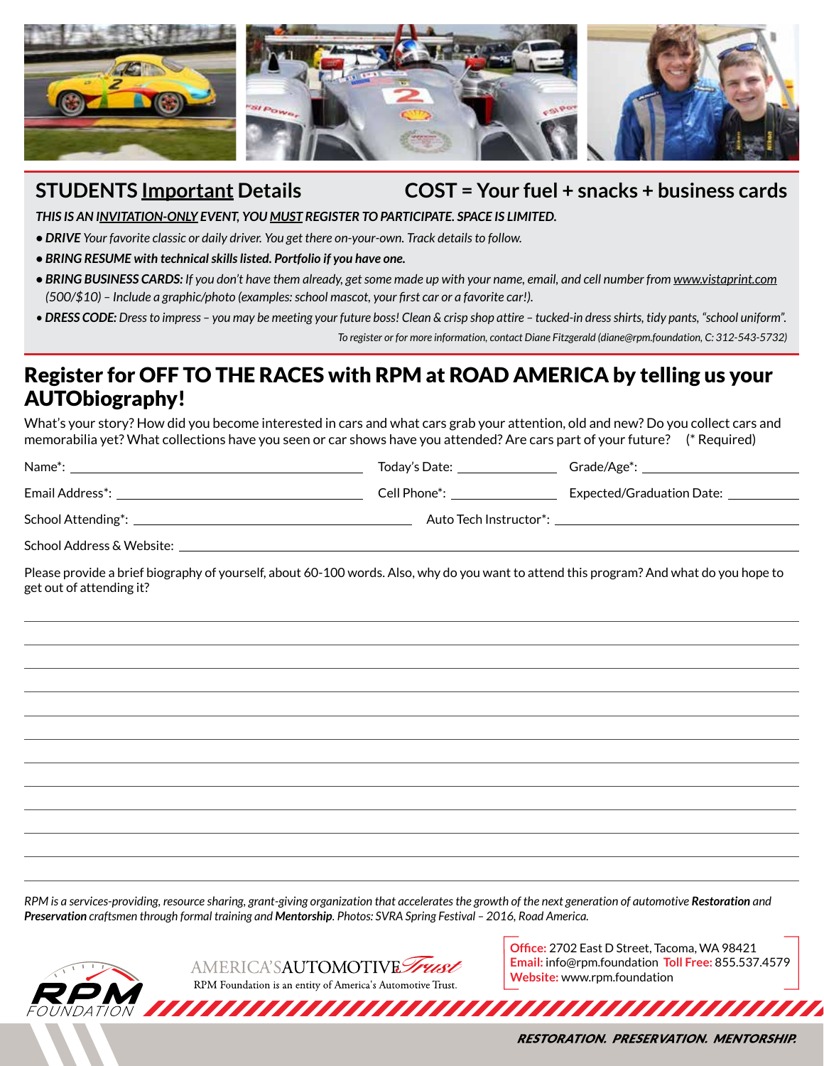## STUDENTS Important Details

## COST = Your fuel + snacks + business cards

***THIS IS AN INVITATION-ONLY EVENT, YOU MUST REGISTER TO PARTICIPATE. SPACE IS LIMITED.***

- ***DRIVE*** *Your favorite classic or daily driver. You get there on-your-own. Track details to follow.*
- ***BRING RESUME with technical skills listed. Portfolio if you have one.***
- ***BRING BUSINESS CARDS:*** *If you don't have them already, get some made up with your name, email, and cell number from www.vistaprint.com (500/$10) – Include a graphic/photo (examples: school mascot, your first car or a favorite car!).*
- ***DRESS CODE:*** *Dress to impress – you may be meeting your future boss! Clean & crisp shop attire – tucked-in dress shirts, tidy pants, "school uniform".*

*To register or for more information, contact Diane Fitzgerald (diane@rpm.foundation, C: 312-543-5732)*

# Register for OFF TO THE RACES with RPM at ROAD AMERICA by telling us your AUTObiography!

What's your story? How did you become interested in cars and what cars grab your attention, old and new? Do you collect cars and memorabilia yet? What collections have you seen or car shows have you attended? Are cars part of your future? (* Required)

Name*: ______________________ Today's Date: ____________ Grade/Age*: ____________

Email Address*: ______________________ Cell Phone*: ____________ Expected/Graduation Date: ____________

School Attending*: ______________________ Auto Tech Instructor*: ______________________

School Address & Website: ____________________________________________

Please provide a brief biography of yourself, about 60-100 words. Also, why do you want to attend this program? And what do you hope to get out of attending it?

____________________________________________

____________________________________________

____________________________________________

____________________________________________

____________________________________________

____________________________________________

____________________________________________

____________________________________________

____________________________________________

____________________________________________

____________________________________________

*RPM is a services-providing, resource sharing, grant-giving organization that accelerates the growth of the next generation of automotive **Restoration** and **Preservation** craftsmen through formal training and **Mentorship**. Photos: SVRA Spring Festival – 2016, Road America.*

RPM FOUNDATION

AMERICA'S AUTOMOTIVE Trust

RPM Foundation is an entity of America's Automotive Trust.

**Office:** 2702 East D Street, Tacoma, WA 98421
**Email:** info@rpm.foundation **Toll Free:** 855.537.4579
**Website:** www.rpm.foundation

***RESTORATION. PRESERVATION. MENTORSHIP.***